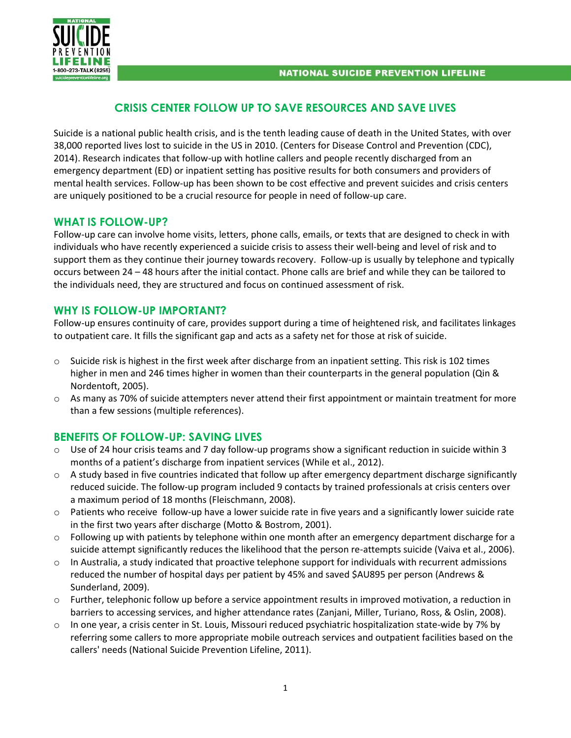# CRISIS CENTER FOLLOW UP TO SAVE RESOURCES AND SAVE LIVES

Suicide is a national public health crisis, and is the tenth leading cause of death in the United States, with over 38,000 reported lives lost to suicide in the US in 2010. (Centers for Disease Control and Prevention (CDC), 2014). Research indicates that follow-up with hotline callers and people recently discharged from an emergency department (ED) or inpatient setting has positive results for both consumers and providers of mental health services. Follow-up has been shown to be cost effective and prevent suicides and crisis centers are uniquely positioned to be a crucial resource for people in need of follow-up care.

## WHAT IS FOLLOW-UP?

Follow-up care can involve home visits, letters, phone calls, emails, or texts that are designed to check in with individuals who have recently experienced a suicide crisis to assess their well-being and level of risk and to support them as they continue their journey towards recovery. Follow-up is usually by telephone and typically occurs between 24 – 48 hours after the initial contact. Phone calls are brief and while they can be tailored to the individuals need, they are structured and focus on continued assessment of risk.

## WHY IS FOLLOW-UP IMPORTANT?

Follow-up ensures continuity of care, provides support during a time of heightened risk, and facilitates linkages to outpatient care. It fills the significant gap and acts as a safety net for those at risk of suicide.

- Suicide risk is highest in the first week after discharge from an inpatient setting. This risk is 102 times higher in men and 246 times higher in women than their counterparts in the general population (Qin & Nordentoft, 2005).
- As many as 70% of suicide attempters never attend their first appointment or maintain treatment for more than a few sessions (multiple references).

## BENEFITS OF FOLLOW-UP: SAVING LIVES

- Use of 24 hour crisis teams and 7 day follow-up programs show a significant reduction in suicide within 3 months of a patient's discharge from inpatient services (While et al., 2012).
- A study based in five countries indicated that follow up after emergency department discharge significantly reduced suicide. The follow-up program included 9 contacts by trained professionals at crisis centers over a maximum period of 18 months (Fleischmann, 2008).
- Patients who receive follow-up have a lower suicide rate in five years and a significantly lower suicide rate in the first two years after discharge (Motto & Bostrom, 2001).
- Following up with patients by telephone within one month after an emergency department discharge for a suicide attempt significantly reduces the likelihood that the person re-attempts suicide (Vaiva et al., 2006).
- In Australia, a study indicated that proactive telephone support for individuals with recurrent admissions reduced the number of hospital days per patient by 45% and saved $AU895 per person (Andrews & Sunderland, 2009).
- Further, telephonic follow up before a service appointment results in improved motivation, a reduction in barriers to accessing services, and higher attendance rates (Zanjani, Miller, Turiano, Ross, & Oslin, 2008).
- In one year, a crisis center in St. Louis, Missouri reduced psychiatric hospitalization state-wide by 7% by referring some callers to more appropriate mobile outreach services and outpatient facilities based on the callers' needs (National Suicide Prevention Lifeline, 2011).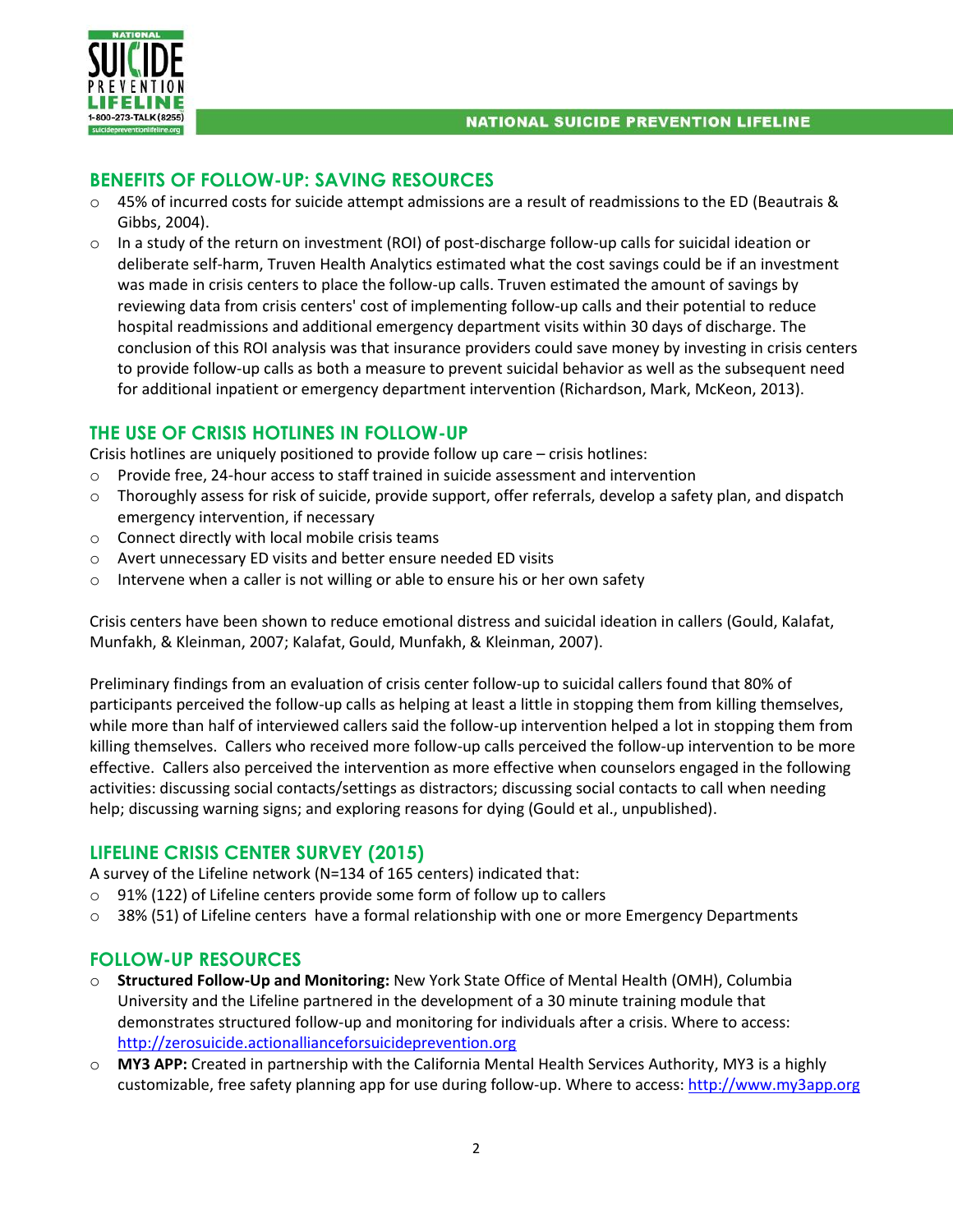## BENEFITS OF FOLLOW-UP: SAVING RESOURCES

- 45% of incurred costs for suicide attempt admissions are a result of readmissions to the ED (Beautrais & Gibbs, 2004).
- In a study of the return on investment (ROI) of post-discharge follow-up calls for suicidal ideation or deliberate self-harm, Truven Health Analytics estimated what the cost savings could be if an investment was made in crisis centers to place the follow-up calls. Truven estimated the amount of savings by reviewing data from crisis centers' cost of implementing follow-up calls and their potential to reduce hospital readmissions and additional emergency department visits within 30 days of discharge. The conclusion of this ROI analysis was that insurance providers could save money by investing in crisis centers to provide follow-up calls as both a measure to prevent suicidal behavior as well as the subsequent need for additional inpatient or emergency department intervention (Richardson, Mark, McKeon, 2013).

## THE USE OF CRISIS HOTLINES IN FOLLOW-UP

Crisis hotlines are uniquely positioned to provide follow up care – crisis hotlines:

- Provide free, 24-hour access to staff trained in suicide assessment and intervention
- Thoroughly assess for risk of suicide, provide support, offer referrals, develop a safety plan, and dispatch emergency intervention, if necessary
- Connect directly with local mobile crisis teams
- Avert unnecessary ED visits and better ensure needed ED visits
- Intervene when a caller is not willing or able to ensure his or her own safety

Crisis centers have been shown to reduce emotional distress and suicidal ideation in callers (Gould, Kalafat, Munfakh, & Kleinman, 2007; Kalafat, Gould, Munfakh, & Kleinman, 2007).

Preliminary findings from an evaluation of crisis center follow-up to suicidal callers found that 80% of participants perceived the follow-up calls as helping at least a little in stopping them from killing themselves, while more than half of interviewed callers said the follow-up intervention helped a lot in stopping them from killing themselves. Callers who received more follow-up calls perceived the follow-up intervention to be more effective. Callers also perceived the intervention as more effective when counselors engaged in the following activities: discussing social contacts/settings as distractors; discussing social contacts to call when needing help; discussing warning signs; and exploring reasons for dying (Gould et al., unpublished).

## LIFELINE CRISIS CENTER SURVEY (2015)

A survey of the Lifeline network (N=134 of 165 centers) indicated that:

- 91% (122) of Lifeline centers provide some form of follow up to callers
- 38% (51) of Lifeline centers have a formal relationship with one or more Emergency Departments

## FOLLOW-UP RESOURCES

- **Structured Follow-Up and Monitoring:** New York State Office of Mental Health (OMH), Columbia University and the Lifeline partnered in the development of a 30 minute training module that demonstrates structured follow-up and monitoring for individuals after a crisis. Where to access: http://zerosuicide.actionallianceforsuicideprevention.org
- **MY3 APP:** Created in partnership with the California Mental Health Services Authority, MY3 is a highly customizable, free safety planning app for use during follow-up. Where to access: http://www.my3app.org